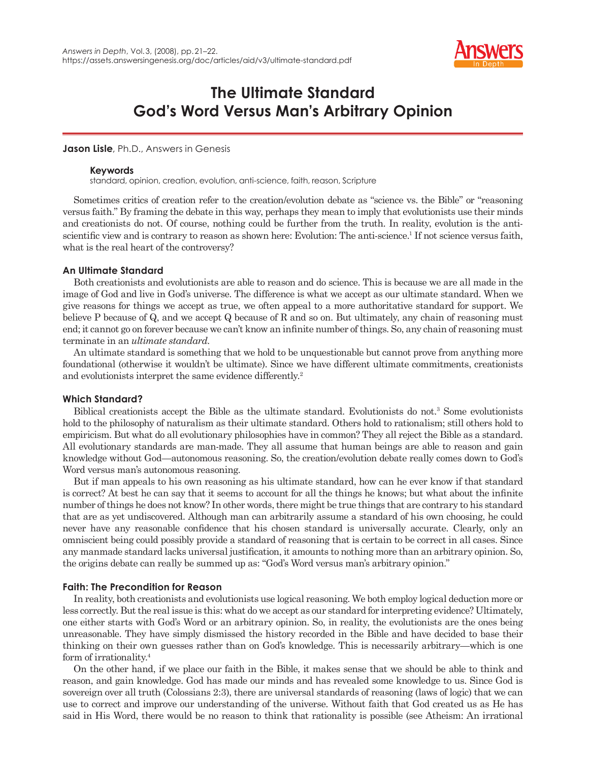# The Ultimate Standard
# God's Word Versus Man's Arbitrary Opinion

**Jason Lisle**, Ph.D., Answers in Genesis

**Keywords**
standard, opinion, creation, evolution, anti-science, faith, reason, Scripture

Sometimes critics of creation refer to the creation/evolution debate as "science vs. the Bible" or "reasoning versus faith." By framing the debate in this way, perhaps they mean to imply that evolutionists use their minds and creationists do not. Of course, nothing could be further from the truth. In reality, evolution is the anti-scientific view and is contrary to reason as shown here: Evolution: The anti-science.[1] If not science versus faith, what is the real heart of the controversy?

## An Ultimate Standard

Both creationists and evolutionists are able to reason and do science. This is because we are all made in the image of God and live in God's universe. The difference is what we accept as our ultimate standard. When we give reasons for things we accept as true, we often appeal to a more authoritative standard for support. We believe P because of Q, and we accept Q because of R and so on. But ultimately, any chain of reasoning must end; it cannot go on forever because we can't know an infinite number of things. So, any chain of reasoning must terminate in an *ultimate standard*.

An ultimate standard is something that we hold to be unquestionable but cannot prove from anything more foundational (otherwise it wouldn't be ultimate). Since we have different ultimate commitments, creationists and evolutionists interpret the same evidence differently.[2]

## Which Standard?

Biblical creationists accept the Bible as the ultimate standard. Evolutionists do not.[3] Some evolutionists hold to the philosophy of naturalism as their ultimate standard. Others hold to rationalism; still others hold to empiricism. But what do all evolutionary philosophies have in common? They all reject the Bible as a standard. All evolutionary standards are man-made. They all assume that human beings are able to reason and gain knowledge without God—autonomous reasoning. So, the creation/evolution debate really comes down to God's Word versus man's autonomous reasoning.

But if man appeals to his own reasoning as his ultimate standard, how can he ever know if that standard is correct? At best he can say that it seems to account for all the things he knows; but what about the infinite number of things he does not know? In other words, there might be true things that are contrary to his standard that are as yet undiscovered. Although man can arbitrarily assume a standard of his own choosing, he could never have any reasonable confidence that his chosen standard is universally accurate. Clearly, only an omniscient being could possibly provide a standard of reasoning that is certain to be correct in all cases. Since any manmade standard lacks universal justification, it amounts to nothing more than an arbitrary opinion. So, the origins debate can really be summed up as: "God's Word versus man's arbitrary opinion."

## Faith: The Precondition for Reason

In reality, both creationists and evolutionists use logical reasoning. We both employ logical deduction more or less correctly. But the real issue is this: what do we accept as our standard for interpreting evidence? Ultimately, one either starts with God's Word or an arbitrary opinion. So, in reality, the evolutionists are the ones being unreasonable. They have simply dismissed the history recorded in the Bible and have decided to base their thinking on their own guesses rather than on God's knowledge. This is necessarily arbitrary—which is one form of irrationality.[4]

On the other hand, if we place our faith in the Bible, it makes sense that we should be able to think and reason, and gain knowledge. God has made our minds and has revealed some knowledge to us. Since God is sovereign over all truth (Colossians 2:3), there are universal standards of reasoning (laws of logic) that we can use to correct and improve our understanding of the universe. Without faith that God created us as He has said in His Word, there would be no reason to think that rationality is possible (see Atheism: An irrational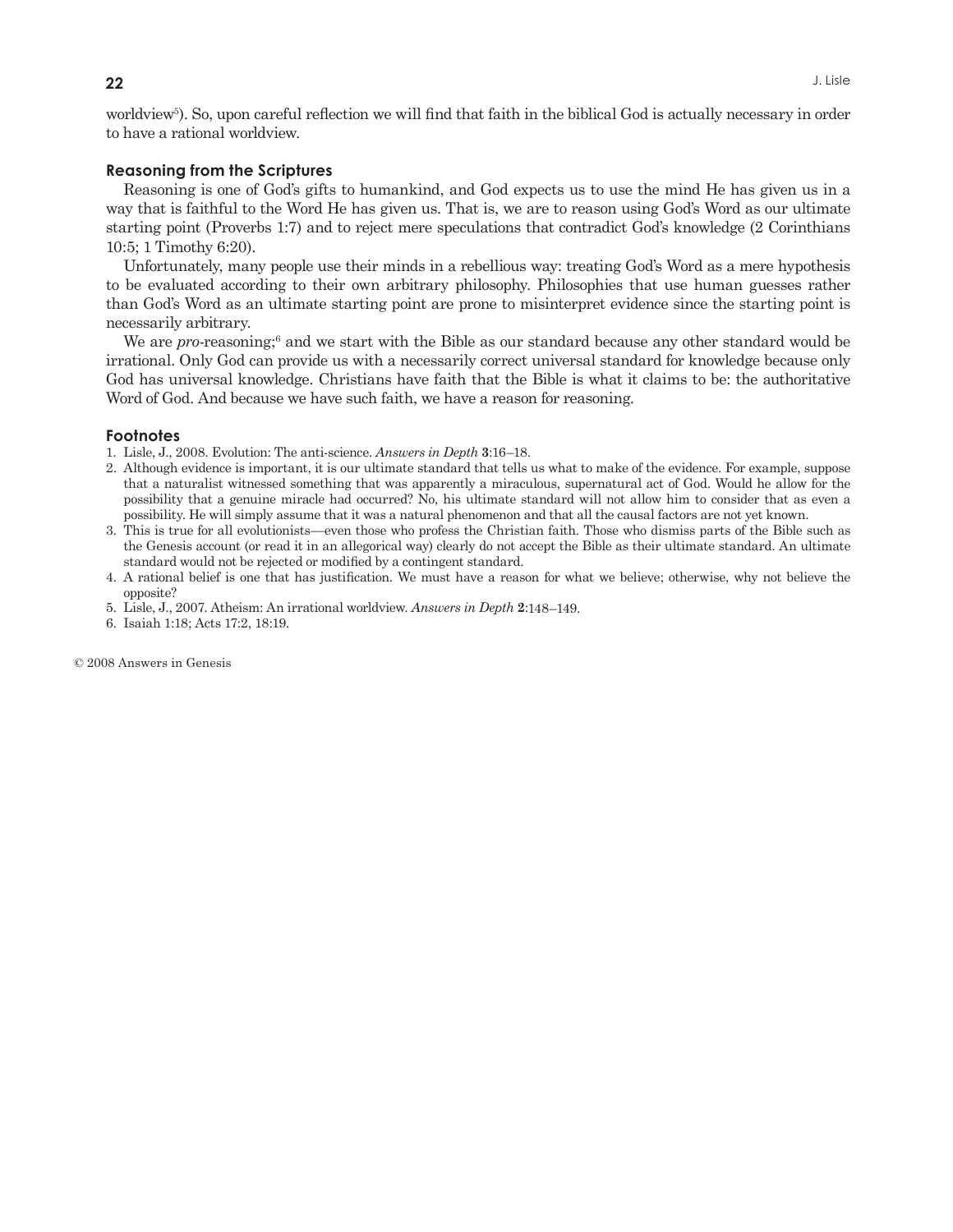worldview[5]). So, upon careful reflection we will find that faith in the biblical God is actually necessary in order to have a rational worldview.

### Reasoning from the Scriptures

Reasoning is one of God's gifts to humankind, and God expects us to use the mind He has given us in a way that is faithful to the Word He has given us. That is, we are to reason using God's Word as our ultimate starting point (Proverbs 1:7) and to reject mere speculations that contradict God's knowledge (2 Corinthians 10:5; 1 Timothy 6:20).

Unfortunately, many people use their minds in a rebellious way: treating God's Word as a mere hypothesis to be evaluated according to their own arbitrary philosophy. Philosophies that use human guesses rather than God's Word as an ultimate starting point are prone to misinterpret evidence since the starting point is necessarily arbitrary.

We are *pro*-reasoning;[6] and we start with the Bible as our standard because any other standard would be irrational. Only God can provide us with a necessarily correct universal standard for knowledge because only God has universal knowledge. Christians have faith that the Bible is what it claims to be: the authoritative Word of God. And because we have such faith, we have a reason for reasoning.

### Footnotes

1. Lisle, J., 2008. Evolution: The anti-science. *Answers in Depth* **3**:16–18.
2. Although evidence is important, it is our ultimate standard that tells us what to make of the evidence. For example, suppose that a naturalist witnessed something that was apparently a miraculous, supernatural act of God. Would he allow for the possibility that a genuine miracle had occurred? No, his ultimate standard will not allow him to consider that as even a possibility. He will simply assume that it was a natural phenomenon and that all the causal factors are not yet known.
3. This is true for all evolutionists—even those who profess the Christian faith. Those who dismiss parts of the Bible such as the Genesis account (or read it in an allegorical way) clearly do not accept the Bible as their ultimate standard. An ultimate standard would not be rejected or modified by a contingent standard.
4. A rational belief is one that has justification. We must have a reason for what we believe; otherwise, why not believe the opposite?
5. Lisle, J., 2007. Atheism: An irrational worldview. *Answers in Depth* **2**:148–149.
6. Isaiah 1:18; Acts 17:2, 18:19.

© 2008 Answers in Genesis